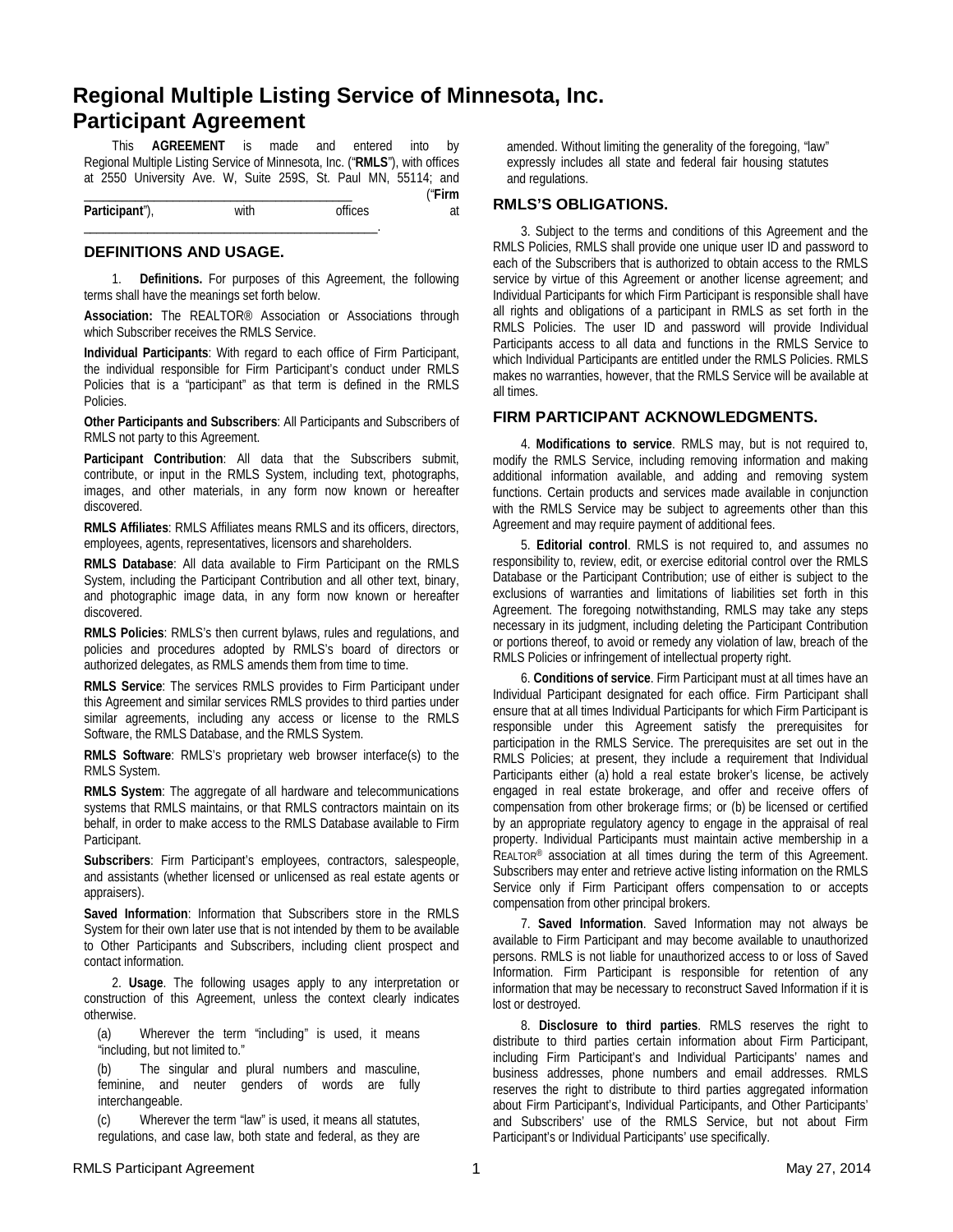# Regional Multiple Listing Service of Minnesota, Inc. Participant Agreement

This **AGREEMENT** is made and entered into by Regional Multiple Listing Service of Minnesota, Inc. ("**RMLS**"), with offices at 2550 University Ave. W, Suite 259S, St. Paul MN, 55114; and ______________________________________________ ("**Firm Participant**"), with offices at ______________________________________________.

## DEFINITIONS AND USAGE.

1. **Definitions.** For purposes of this Agreement, the following terms shall have the meanings set forth below.

**Association:** The REALTOR® Association or Associations through which Subscriber receives the RMLS Service.

**Individual Participants**: With regard to each office of Firm Participant, the individual responsible for Firm Participant's conduct under RMLS Policies that is a "participant" as that term is defined in the RMLS Policies.

**Other Participants and Subscribers**: All Participants and Subscribers of RMLS not party to this Agreement.

**Participant Contribution**: All data that the Subscribers submit, contribute, or input in the RMLS System, including text, photographs, images, and other materials, in any form now known or hereafter discovered.

**RMLS Affiliates**: RMLS Affiliates means RMLS and its officers, directors, employees, agents, representatives, licensors and shareholders.

**RMLS Database**: All data available to Firm Participant on the RMLS System, including the Participant Contribution and all other text, binary, and photographic image data, in any form now known or hereafter discovered.

**RMLS Policies**: RMLS's then current bylaws, rules and regulations, and policies and procedures adopted by RMLS's board of directors or authorized delegates, as RMLS amends them from time to time.

**RMLS Service**: The services RMLS provides to Firm Participant under this Agreement and similar services RMLS provides to third parties under similar agreements, including any access or license to the RMLS Software, the RMLS Database, and the RMLS System.

**RMLS Software**: RMLS's proprietary web browser interface(s) to the RMLS System.

**RMLS System**: The aggregate of all hardware and telecommunications systems that RMLS maintains, or that RMLS contractors maintain on its behalf, in order to make access to the RMLS Database available to Firm Participant.

**Subscribers**: Firm Participant's employees, contractors, salespeople, and assistants (whether licensed or unlicensed as real estate agents or appraisers).

**Saved Information**: Information that Subscribers store in the RMLS System for their own later use that is not intended by them to be available to Other Participants and Subscribers, including client prospect and contact information.

2. **Usage**. The following usages apply to any interpretation or construction of this Agreement, unless the context clearly indicates otherwise.

(a) Wherever the term "including" is used, it means "including, but not limited to."

(b) The singular and plural numbers and masculine, feminine, and neuter genders of words are fully interchangeable.

(c) Wherever the term "law" is used, it means all statutes, regulations, and case law, both state and federal, as they are amended. Without limiting the generality of the foregoing, "law" expressly includes all state and federal fair housing statutes and regulations.

## RMLS'S OBLIGATIONS.

3. Subject to the terms and conditions of this Agreement and the RMLS Policies, RMLS shall provide one unique user ID and password to each of the Subscribers that is authorized to obtain access to the RMLS service by virtue of this Agreement or another license agreement; and Individual Participants for which Firm Participant is responsible shall have all rights and obligations of a participant in RMLS as set forth in the RMLS Policies. The user ID and password will provide Individual Participants access to all data and functions in the RMLS Service to which Individual Participants are entitled under the RMLS Policies. RMLS makes no warranties, however, that the RMLS Service will be available at all times.

## FIRM PARTICIPANT ACKNOWLEDGMENTS.

4. **Modifications to service**. RMLS may, but is not required to, modify the RMLS Service, including removing information and making additional information available, and adding and removing system functions. Certain products and services made available in conjunction with the RMLS Service may be subject to agreements other than this Agreement and may require payment of additional fees.

5. **Editorial control**. RMLS is not required to, and assumes no responsibility to, review, edit, or exercise editorial control over the RMLS Database or the Participant Contribution; use of either is subject to the exclusions of warranties and limitations of liabilities set forth in this Agreement. The foregoing notwithstanding, RMLS may take any steps necessary in its judgment, including deleting the Participant Contribution or portions thereof, to avoid or remedy any violation of law, breach of the RMLS Policies or infringement of intellectual property right.

6. **Conditions of service**. Firm Participant must at all times have an Individual Participant designated for each office. Firm Participant shall ensure that at all times Individual Participants for which Firm Participant is responsible under this Agreement satisfy the prerequisites for participation in the RMLS Service. The prerequisites are set out in the RMLS Policies; at present, they include a requirement that Individual Participants either (a) hold a real estate broker's license, be actively engaged in real estate brokerage, and offer and receive offers of compensation from other brokerage firms; or (b) be licensed or certified by an appropriate regulatory agency to engage in the appraisal of real property. Individual Participants must maintain active membership in a REALTOR® association at all times during the term of this Agreement. Subscribers may enter and retrieve active listing information on the RMLS Service only if Firm Participant offers compensation to or accepts compensation from other principal brokers.

7. **Saved Information**. Saved Information may not always be available to Firm Participant and may become available to unauthorized persons. RMLS is not liable for unauthorized access to or loss of Saved Information. Firm Participant is responsible for retention of any information that may be necessary to reconstruct Saved Information if it is lost or destroyed.

8. **Disclosure to third parties**. RMLS reserves the right to distribute to third parties certain information about Firm Participant, including Firm Participant's and Individual Participants' names and business addresses, phone numbers and email addresses. RMLS reserves the right to distribute to third parties aggregated information about Firm Participant's, Individual Participants, and Other Participants' and Subscribers' use of the RMLS Service, but not about Firm Participant's or Individual Participants' use specifically.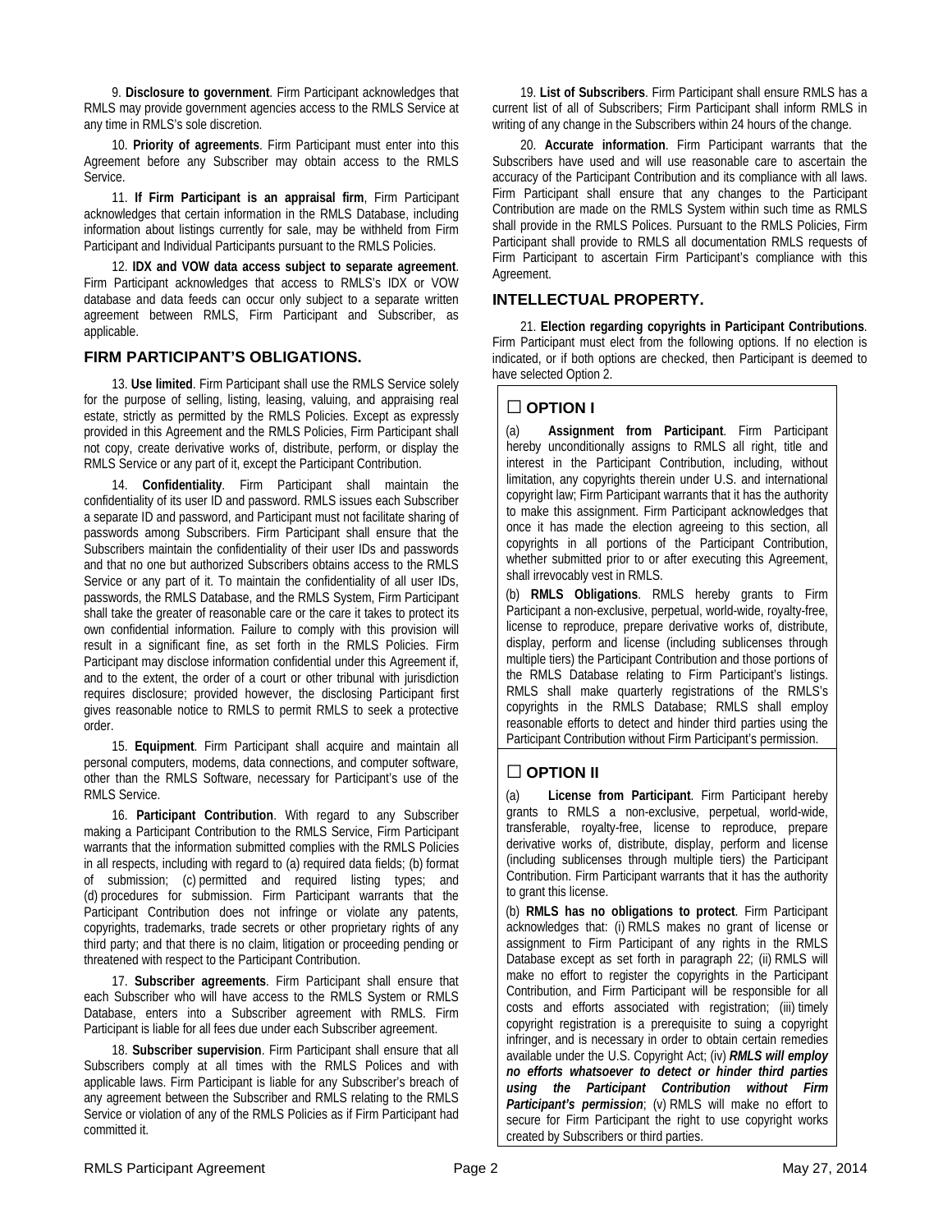9. **Disclosure to government**. Firm Participant acknowledges that RMLS may provide government agencies access to the RMLS Service at any time in RMLS's sole discretion.

10. **Priority of agreements**. Firm Participant must enter into this Agreement before any Subscriber may obtain access to the RMLS Service.

11. **If Firm Participant is an appraisal firm**, Firm Participant acknowledges that certain information in the RMLS Database, including information about listings currently for sale, may be withheld from Firm Participant and Individual Participants pursuant to the RMLS Policies.

12. **IDX and VOW data access subject to separate agreement**. Firm Participant acknowledges that access to RMLS's IDX or VOW database and data feeds can occur only subject to a separate written agreement between RMLS, Firm Participant and Subscriber, as applicable.

## FIRM PARTICIPANT'S OBLIGATIONS.

13. **Use limited**. Firm Participant shall use the RMLS Service solely for the purpose of selling, listing, leasing, valuing, and appraising real estate, strictly as permitted by the RMLS Policies. Except as expressly provided in this Agreement and the RMLS Policies, Firm Participant shall not copy, create derivative works of, distribute, perform, or display the RMLS Service or any part of it, except the Participant Contribution.

14. **Confidentiality**. Firm Participant shall maintain the confidentiality of its user ID and password. RMLS issues each Subscriber a separate ID and password, and Participant must not facilitate sharing of passwords among Subscribers. Firm Participant shall ensure that the Subscribers maintain the confidentiality of their user IDs and passwords and that no one but authorized Subscribers obtains access to the RMLS Service or any part of it. To maintain the confidentiality of all user IDs, passwords, the RMLS Database, and the RMLS System, Firm Participant shall take the greater of reasonable care or the care it takes to protect its own confidential information. Failure to comply with this provision will result in a significant fine, as set forth in the RMLS Policies. Firm Participant may disclose information confidential under this Agreement if, and to the extent, the order of a court or other tribunal with jurisdiction requires disclosure; provided however, the disclosing Participant first gives reasonable notice to RMLS to permit RMLS to seek a protective order.

15. **Equipment**. Firm Participant shall acquire and maintain all personal computers, modems, data connections, and computer software, other than the RMLS Software, necessary for Participant's use of the RMLS Service.

16. **Participant Contribution**. With regard to any Subscriber making a Participant Contribution to the RMLS Service, Firm Participant warrants that the information submitted complies with the RMLS Policies in all respects, including with regard to (a) required data fields; (b) format of submission; (c) permitted and required listing types; and (d) procedures for submission. Firm Participant warrants that the Participant Contribution does not infringe or violate any patents, copyrights, trademarks, trade secrets or other proprietary rights of any third party; and that there is no claim, litigation or proceeding pending or threatened with respect to the Participant Contribution.

17. **Subscriber agreements**. Firm Participant shall ensure that each Subscriber who will have access to the RMLS System or RMLS Database, enters into a Subscriber agreement with RMLS. Firm Participant is liable for all fees due under each Subscriber agreement.

18. **Subscriber supervision**. Firm Participant shall ensure that all Subscribers comply at all times with the RMLS Polices and with applicable laws. Firm Participant is liable for any Subscriber's breach of any agreement between the Subscriber and RMLS relating to the RMLS Service or violation of any of the RMLS Policies as if Firm Participant had committed it.

19. **List of Subscribers**. Firm Participant shall ensure RMLS has a current list of all of Subscribers; Firm Participant shall inform RMLS in writing of any change in the Subscribers within 24 hours of the change.

20. **Accurate information**. Firm Participant warrants that the Subscribers have used and will use reasonable care to ascertain the accuracy of the Participant Contribution and its compliance with all laws. Firm Participant shall ensure that any changes to the Participant Contribution are made on the RMLS System within such time as RMLS shall provide in the RMLS Polices. Pursuant to the RMLS Policies, Firm Participant shall provide to RMLS all documentation RMLS requests of Firm Participant to ascertain Firm Participant's compliance with this Agreement.

## INTELLECTUAL PROPERTY.

21. **Election regarding copyrights in Participant Contributions**. Firm Participant must elect from the following options. If no election is indicated, or if both options are checked, then Participant is deemed to have selected Option 2.

### ☐ OPTION I

(a) **Assignment from Participant**. Firm Participant hereby unconditionally assigns to RMLS all right, title and interest in the Participant Contribution, including, without limitation, any copyrights therein under U.S. and international copyright law; Firm Participant warrants that it has the authority to make this assignment. Firm Participant acknowledges that once it has made the election agreeing to this section, all copyrights in all portions of the Participant Contribution, whether submitted prior to or after executing this Agreement, shall irrevocably vest in RMLS.

(b) **RMLS Obligations**. RMLS hereby grants to Firm Participant a non-exclusive, perpetual, world-wide, royalty-free, license to reproduce, prepare derivative works of, distribute, display, perform and license (including sublicenses through multiple tiers) the Participant Contribution and those portions of the RMLS Database relating to Firm Participant's listings. RMLS shall make quarterly registrations of the RMLS's copyrights in the RMLS Database; RMLS shall employ reasonable efforts to detect and hinder third parties using the Participant Contribution without Firm Participant's permission.

### ☐ OPTION II

(a) **License from Participant**. Firm Participant hereby grants to RMLS a non-exclusive, perpetual, world-wide, transferable, royalty-free, license to reproduce, prepare derivative works of, distribute, display, perform and license (including sublicenses through multiple tiers) the Participant Contribution. Firm Participant warrants that it has the authority to grant this license.

(b) **RMLS has no obligations to protect**. Firm Participant acknowledges that: (i) RMLS makes no grant of license or assignment to Firm Participant of any rights in the RMLS Database except as set forth in paragraph 22; (ii) RMLS will make no effort to register the copyrights in the Participant Contribution, and Firm Participant will be responsible for all costs and efforts associated with registration; (iii) timely copyright registration is a prerequisite to suing a copyright infringer, and is necessary in order to obtain certain remedies available under the U.S. Copyright Act; (iv) ***RMLS will employ no efforts whatsoever to detect or hinder third parties using the Participant Contribution without Firm Participant's permission***; (v) RMLS will make no effort to secure for Firm Participant the right to use copyright works created by Subscribers or third parties.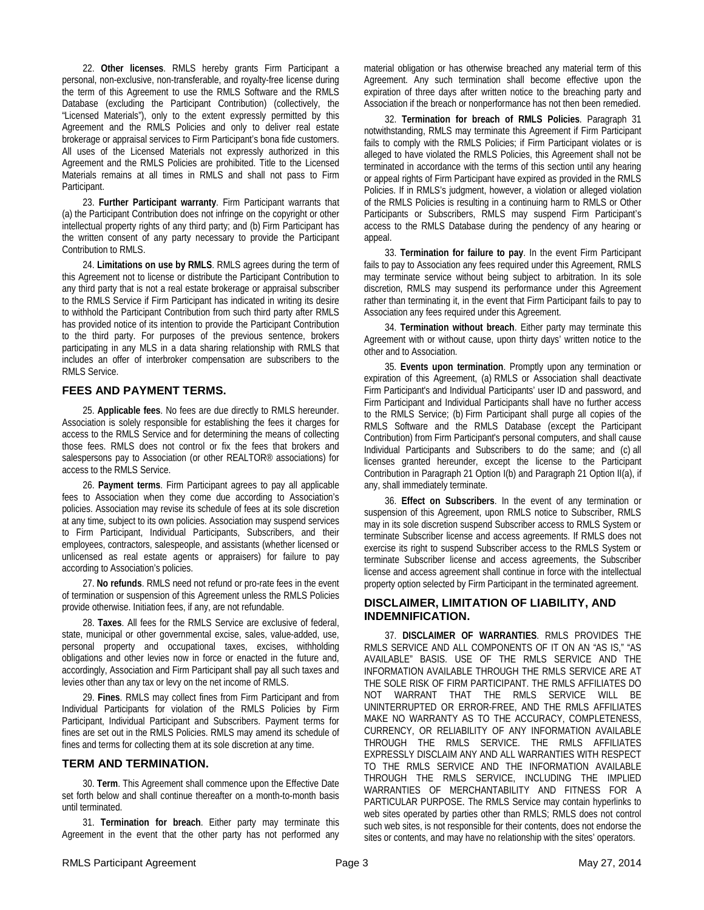22. **Other licenses**. RMLS hereby grants Firm Participant a personal, non-exclusive, non-transferable, and royalty-free license during the term of this Agreement to use the RMLS Software and the RMLS Database (excluding the Participant Contribution) (collectively, the "Licensed Materials"), only to the extent expressly permitted by this Agreement and the RMLS Policies and only to deliver real estate brokerage or appraisal services to Firm Participant's bona fide customers. All uses of the Licensed Materials not expressly authorized in this Agreement and the RMLS Policies are prohibited. Title to the Licensed Materials remains at all times in RMLS and shall not pass to Firm Participant.

23. **Further Participant warranty**. Firm Participant warrants that (a) the Participant Contribution does not infringe on the copyright or other intellectual property rights of any third party; and (b) Firm Participant has the written consent of any party necessary to provide the Participant Contribution to RMLS.

24. **Limitations on use by RMLS**. RMLS agrees during the term of this Agreement not to license or distribute the Participant Contribution to any third party that is not a real estate brokerage or appraisal subscriber to the RMLS Service if Firm Participant has indicated in writing its desire to withhold the Participant Contribution from such third party after RMLS has provided notice of its intention to provide the Participant Contribution to the third party. For purposes of the previous sentence, brokers participating in any MLS in a data sharing relationship with RMLS that includes an offer of interbroker compensation are subscribers to the RMLS Service.

## FEES AND PAYMENT TERMS.

25. **Applicable fees**. No fees are due directly to RMLS hereunder. Association is solely responsible for establishing the fees it charges for access to the RMLS Service and for determining the means of collecting those fees. RMLS does not control or fix the fees that brokers and salespersons pay to Association (or other REALTOR® associations) for access to the RMLS Service.

26. **Payment terms**. Firm Participant agrees to pay all applicable fees to Association when they come due according to Association's policies. Association may revise its schedule of fees at its sole discretion at any time, subject to its own policies. Association may suspend services to Firm Participant, Individual Participants, Subscribers, and their employees, contractors, salespeople, and assistants (whether licensed or unlicensed as real estate agents or appraisers) for failure to pay according to Association's policies.

27. **No refunds**. RMLS need not refund or pro-rate fees in the event of termination or suspension of this Agreement unless the RMLS Policies provide otherwise. Initiation fees, if any, are not refundable.

28. **Taxes**. All fees for the RMLS Service are exclusive of federal, state, municipal or other governmental excise, sales, value-added, use, personal property and occupational taxes, excises, withholding obligations and other levies now in force or enacted in the future and, accordingly, Association and Firm Participant shall pay all such taxes and levies other than any tax or levy on the net income of RMLS.

29. **Fines**. RMLS may collect fines from Firm Participant and from Individual Participants for violation of the RMLS Policies by Firm Participant, Individual Participant and Subscribers. Payment terms for fines are set out in the RMLS Policies. RMLS may amend its schedule of fines and terms for collecting them at its sole discretion at any time.

## TERM AND TERMINATION.

30. **Term**. This Agreement shall commence upon the Effective Date set forth below and shall continue thereafter on a month-to-month basis until terminated.

31. **Termination for breach**. Either party may terminate this Agreement in the event that the other party has not performed any material obligation or has otherwise breached any material term of this Agreement. Any such termination shall become effective upon the expiration of three days after written notice to the breaching party and Association if the breach or nonperformance has not then been remedied.

32. **Termination for breach of RMLS Policies**. Paragraph 31 notwithstanding, RMLS may terminate this Agreement if Firm Participant fails to comply with the RMLS Policies; if Firm Participant violates or is alleged to have violated the RMLS Policies, this Agreement shall not be terminated in accordance with the terms of this section until any hearing or appeal rights of Firm Participant have expired as provided in the RMLS Policies. If in RMLS's judgment, however, a violation or alleged violation of the RMLS Policies is resulting in a continuing harm to RMLS or Other Participants or Subscribers, RMLS may suspend Firm Participant's access to the RMLS Database during the pendency of any hearing or appeal.

33. **Termination for failure to pay**. In the event Firm Participant fails to pay to Association any fees required under this Agreement, RMLS may terminate service without being subject to arbitration. In its sole discretion, RMLS may suspend its performance under this Agreement rather than terminating it, in the event that Firm Participant fails to pay to Association any fees required under this Agreement.

34. **Termination without breach**. Either party may terminate this Agreement with or without cause, upon thirty days' written notice to the other and to Association.

35. **Events upon termination**. Promptly upon any termination or expiration of this Agreement, (a) RMLS or Association shall deactivate Firm Participant's and Individual Participants' user ID and password, and Firm Participant and Individual Participants shall have no further access to the RMLS Service; (b) Firm Participant shall purge all copies of the RMLS Software and the RMLS Database (except the Participant Contribution) from Firm Participant's personal computers, and shall cause Individual Participants and Subscribers to do the same; and (c) all licenses granted hereunder, except the license to the Participant Contribution in Paragraph 21 Option I(b) and Paragraph 21 Option II(a), if any, shall immediately terminate.

36. **Effect on Subscribers**. In the event of any termination or suspension of this Agreement, upon RMLS notice to Subscriber, RMLS may in its sole discretion suspend Subscriber access to RMLS System or terminate Subscriber license and access agreements. If RMLS does not exercise its right to suspend Subscriber access to the RMLS System or terminate Subscriber license and access agreements, the Subscriber license and access agreement shall continue in force with the intellectual property option selected by Firm Participant in the terminated agreement.

## DISCLAIMER, LIMITATION OF LIABILITY, AND INDEMNIFICATION.

37. **DISCLAIMER OF WARRANTIES**. RMLS PROVIDES THE RMLS SERVICE AND ALL COMPONENTS OF IT ON AN "AS IS," "AS AVAILABLE" BASIS. USE OF THE RMLS SERVICE AND THE INFORMATION AVAILABLE THROUGH THE RMLS SERVICE ARE AT THE SOLE RISK OF FIRM PARTICIPANT. THE RMLS AFFILIATES DO NOT WARRANT THAT THE RMLS SERVICE WILL BE UNINTERRUPTED OR ERROR-FREE, AND THE RMLS AFFILIATES MAKE NO WARRANTY AS TO THE ACCURACY, COMPLETENESS, CURRENCY, OR RELIABILITY OF ANY INFORMATION AVAILABLE THROUGH THE RMLS SERVICE. THE RMLS AFFILIATES EXPRESSLY DISCLAIM ANY AND ALL WARRANTIES WITH RESPECT TO THE RMLS SERVICE AND THE INFORMATION AVAILABLE THROUGH THE RMLS SERVICE, INCLUDING THE IMPLIED WARRANTIES OF MERCHANTABILITY AND FITNESS FOR A PARTICULAR PURPOSE. The RMLS Service may contain hyperlinks to web sites operated by parties other than RMLS; RMLS does not control such web sites, is not responsible for their contents, does not endorse the sites or contents, and may have no relationship with the sites' operators.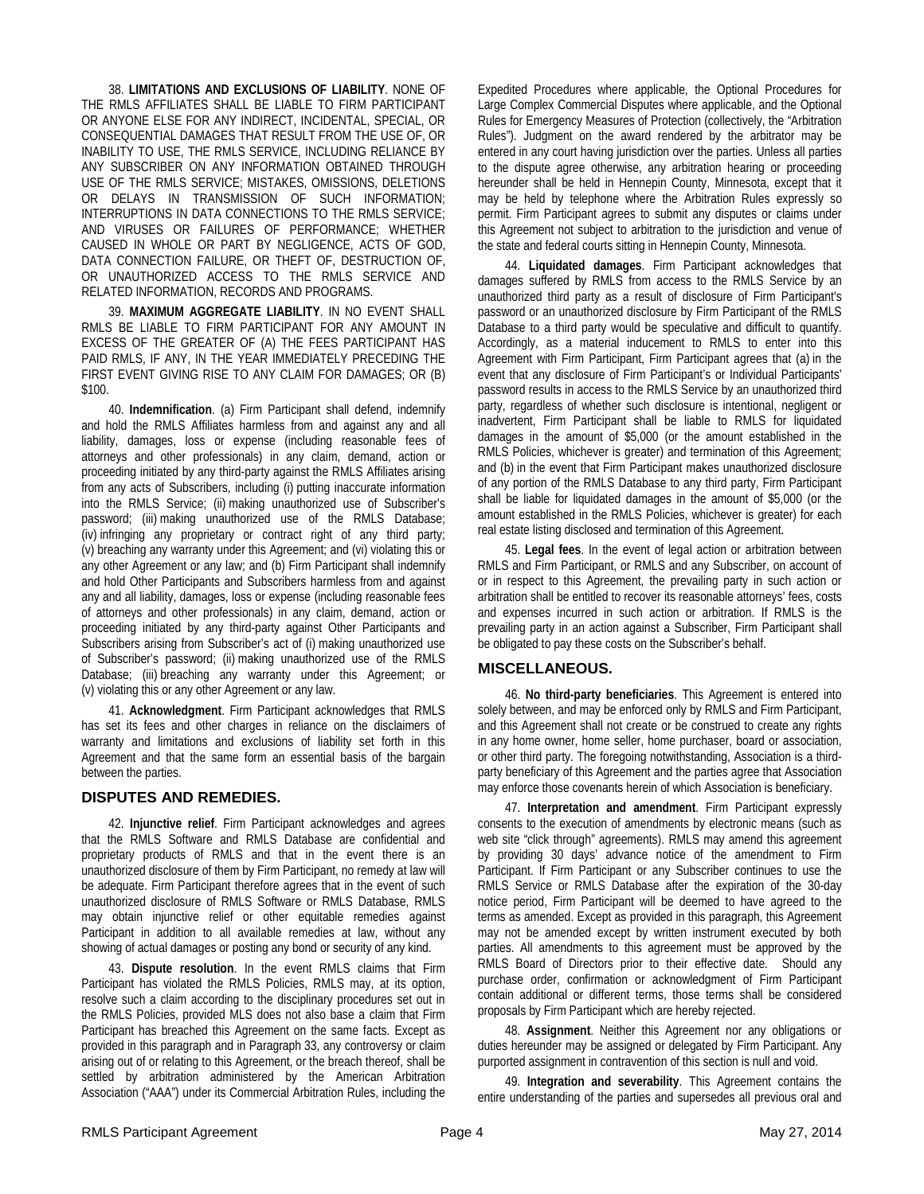38. **LIMITATIONS AND EXCLUSIONS OF LIABILITY**. NONE OF THE RMLS AFFILIATES SHALL BE LIABLE TO FIRM PARTICIPANT OR ANYONE ELSE FOR ANY INDIRECT, INCIDENTAL, SPECIAL, OR CONSEQUENTIAL DAMAGES THAT RESULT FROM THE USE OF, OR INABILITY TO USE, THE RMLS SERVICE, INCLUDING RELIANCE BY ANY SUBSCRIBER ON ANY INFORMATION OBTAINED THROUGH USE OF THE RMLS SERVICE; MISTAKES, OMISSIONS, DELETIONS OR DELAYS IN TRANSMISSION OF SUCH INFORMATION; INTERRUPTIONS IN DATA CONNECTIONS TO THE RMLS SERVICE; AND VIRUSES OR FAILURES OF PERFORMANCE; WHETHER CAUSED IN WHOLE OR PART BY NEGLIGENCE, ACTS OF GOD, DATA CONNECTION FAILURE, OR THEFT OF, DESTRUCTION OF, OR UNAUTHORIZED ACCESS TO THE RMLS SERVICE AND RELATED INFORMATION, RECORDS AND PROGRAMS.

39. **MAXIMUM AGGREGATE LIABILITY**. IN NO EVENT SHALL RMLS BE LIABLE TO FIRM PARTICIPANT FOR ANY AMOUNT IN EXCESS OF THE GREATER OF (A) THE FEES PARTICIPANT HAS PAID RMLS, IF ANY, IN THE YEAR IMMEDIATELY PRECEDING THE FIRST EVENT GIVING RISE TO ANY CLAIM FOR DAMAGES; OR (B) $100.

40. **Indemnification**. (a) Firm Participant shall defend, indemnify and hold the RMLS Affiliates harmless from and against any and all liability, damages, loss or expense (including reasonable fees of attorneys and other professionals) in any claim, demand, action or proceeding initiated by any third-party against the RMLS Affiliates arising from any acts of Subscribers, including (i) putting inaccurate information into the RMLS Service; (ii) making unauthorized use of Subscriber's password; (iii) making unauthorized use of the RMLS Database; (iv) infringing any proprietary or contract right of any third party; (v) breaching any warranty under this Agreement; and (vi) violating this or any other Agreement or any law; and (b) Firm Participant shall indemnify and hold Other Participants and Subscribers harmless from and against any and all liability, damages, loss or expense (including reasonable fees of attorneys and other professionals) in any claim, demand, action or proceeding initiated by any third-party against Other Participants and Subscribers arising from Subscriber's act of (i) making unauthorized use of Subscriber's password; (ii) making unauthorized use of the RMLS Database; (iii) breaching any warranty under this Agreement; or (v) violating this or any other Agreement or any law.

41. **Acknowledgment**. Firm Participant acknowledges that RMLS has set its fees and other charges in reliance on the disclaimers of warranty and limitations and exclusions of liability set forth in this Agreement and that the same form an essential basis of the bargain between the parties.

## DISPUTES AND REMEDIES.

42. **Injunctive relief**. Firm Participant acknowledges and agrees that the RMLS Software and RMLS Database are confidential and proprietary products of RMLS and that in the event there is an unauthorized disclosure of them by Firm Participant, no remedy at law will be adequate. Firm Participant therefore agrees that in the event of such unauthorized disclosure of RMLS Software or RMLS Database, RMLS may obtain injunctive relief or other equitable remedies against Participant in addition to all available remedies at law, without any showing of actual damages or posting any bond or security of any kind.

43. **Dispute resolution**. In the event RMLS claims that Firm Participant has violated the RMLS Policies, RMLS may, at its option, resolve such a claim according to the disciplinary procedures set out in the RMLS Policies, provided MLS does not also base a claim that Firm Participant has breached this Agreement on the same facts. Except as provided in this paragraph and in Paragraph 33, any controversy or claim arising out of or relating to this Agreement, or the breach thereof, shall be settled by arbitration administered by the American Arbitration Association ("AAA") under its Commercial Arbitration Rules, including the Expedited Procedures where applicable, the Optional Procedures for Large Complex Commercial Disputes where applicable, and the Optional Rules for Emergency Measures of Protection (collectively, the "Arbitration Rules"). Judgment on the award rendered by the arbitrator may be entered in any court having jurisdiction over the parties. Unless all parties to the dispute agree otherwise, any arbitration hearing or proceeding hereunder shall be held in Hennepin County, Minnesota, except that it may be held by telephone where the Arbitration Rules expressly so permit. Firm Participant agrees to submit any disputes or claims under this Agreement not subject to arbitration to the jurisdiction and venue of the state and federal courts sitting in Hennepin County, Minnesota.

44. **Liquidated damages**. Firm Participant acknowledges that damages suffered by RMLS from access to the RMLS Service by an unauthorized third party as a result of disclosure of Firm Participant's password or an unauthorized disclosure by Firm Participant of the RMLS Database to a third party would be speculative and difficult to quantify. Accordingly, as a material inducement to RMLS to enter into this Agreement with Firm Participant, Firm Participant agrees that (a) in the event that any disclosure of Firm Participant's or Individual Participants' password results in access to the RMLS Service by an unauthorized third party, regardless of whether such disclosure is intentional, negligent or inadvertent, Firm Participant shall be liable to RMLS for liquidated damages in the amount of $5,000 (or the amount established in the RMLS Policies, whichever is greater) and termination of this Agreement; and (b) in the event that Firm Participant makes unauthorized disclosure of any portion of the RMLS Database to any third party, Firm Participant shall be liable for liquidated damages in the amount of $5,000 (or the amount established in the RMLS Policies, whichever is greater) for each real estate listing disclosed and termination of this Agreement.

45. **Legal fees**. In the event of legal action or arbitration between RMLS and Firm Participant, or RMLS and any Subscriber, on account of or in respect to this Agreement, the prevailing party in such action or arbitration shall be entitled to recover its reasonable attorneys' fees, costs and expenses incurred in such action or arbitration. If RMLS is the prevailing party in an action against a Subscriber, Firm Participant shall be obligated to pay these costs on the Subscriber's behalf.

## MISCELLANEOUS.

46. **No third-party beneficiaries**. This Agreement is entered into solely between, and may be enforced only by RMLS and Firm Participant, and this Agreement shall not create or be construed to create any rights in any home owner, home seller, home purchaser, board or association, or other third party. The foregoing notwithstanding, Association is a third-party beneficiary of this Agreement and the parties agree that Association may enforce those covenants herein of which Association is beneficiary.

47. **Interpretation and amendment**. Firm Participant expressly consents to the execution of amendments by electronic means (such as web site "click through" agreements). RMLS may amend this agreement by providing 30 days' advance notice of the amendment to Firm Participant. If Firm Participant or any Subscriber continues to use the RMLS Service or RMLS Database after the expiration of the 30-day notice period, Firm Participant will be deemed to have agreed to the terms as amended. Except as provided in this paragraph, this Agreement may not be amended except by written instrument executed by both parties. All amendments to this agreement must be approved by the RMLS Board of Directors prior to their effective date. Should any purchase order, confirmation or acknowledgment of Firm Participant contain additional or different terms, those terms shall be considered proposals by Firm Participant which are hereby rejected.

48. **Assignment**. Neither this Agreement nor any obligations or duties hereunder may be assigned or delegated by Firm Participant. Any purported assignment in contravention of this section is null and void.

49. **Integration and severability**. This Agreement contains the entire understanding of the parties and supersedes all previous oral and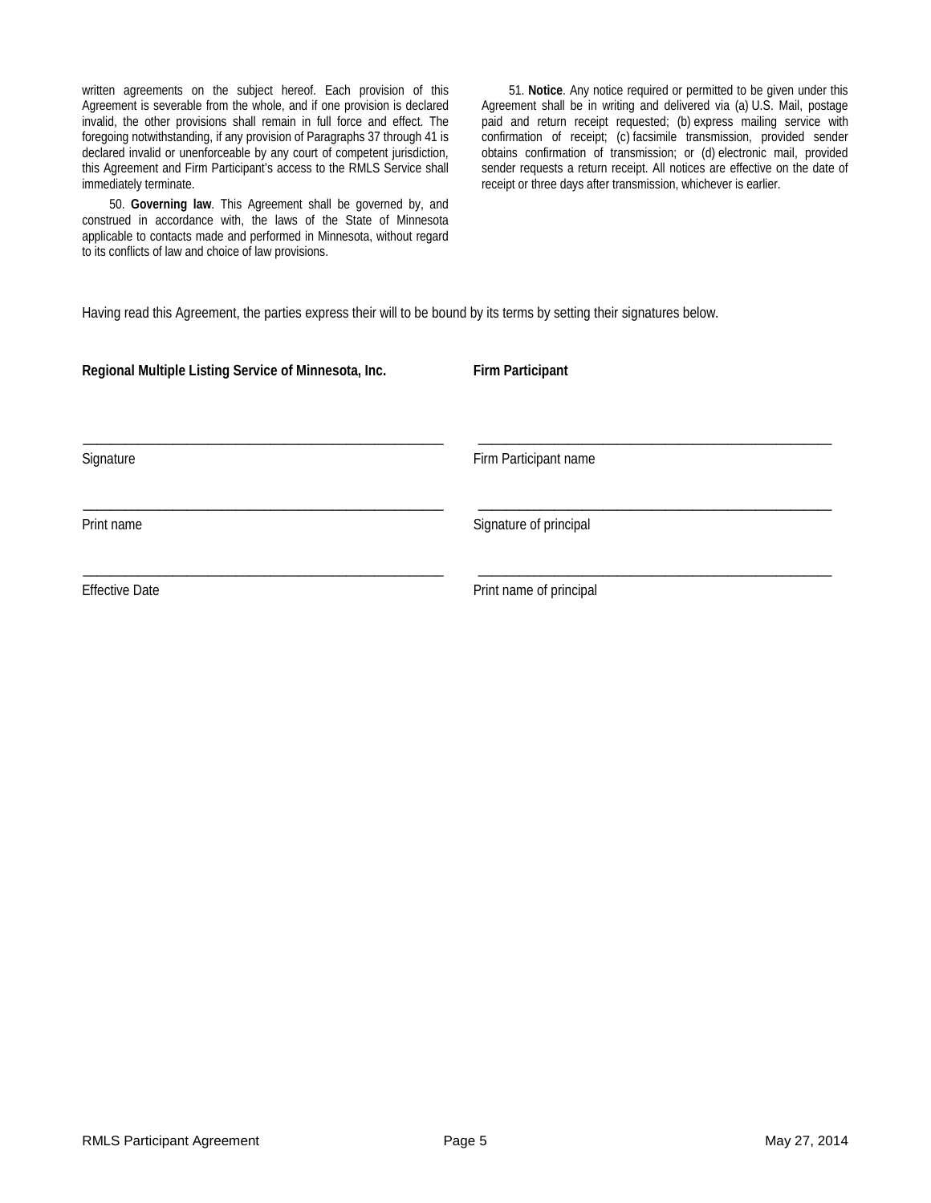written agreements on the subject hereof. Each provision of this Agreement is severable from the whole, and if one provision is declared invalid, the other provisions shall remain in full force and effect. The foregoing notwithstanding, if any provision of Paragraphs 37 through 41 is declared invalid or unenforceable by any court of competent jurisdiction, this Agreement and Firm Participant's access to the RMLS Service shall immediately terminate.

50. **Governing law**. This Agreement shall be governed by, and construed in accordance with, the laws of the State of Minnesota applicable to contacts made and performed in Minnesota, without regard to its conflicts of law and choice of law provisions.

51. **Notice**. Any notice required or permitted to be given under this Agreement shall be in writing and delivered via (a) U.S. Mail, postage paid and return receipt requested; (b) express mailing service with confirmation of receipt; (c) facsimile transmission, provided sender obtains confirmation of transmission; or (d) electronic mail, provided sender requests a return receipt. All notices are effective on the date of receipt or three days after transmission, whichever is earlier.

Having read this Agreement, the parties express their will to be bound by its terms by setting their signatures below.

| **Regional Multiple Listing Service of Minnesota, Inc.** | **Firm Participant** |
| --- | --- |
| ______________________________ | ______________________________ |
| Signature | Firm Participant name |
| ______________________________ | ______________________________ |
| Print name | Signature of principal |
| ______________________________ | ______________________________ |
| Effective Date | Print name of principal |